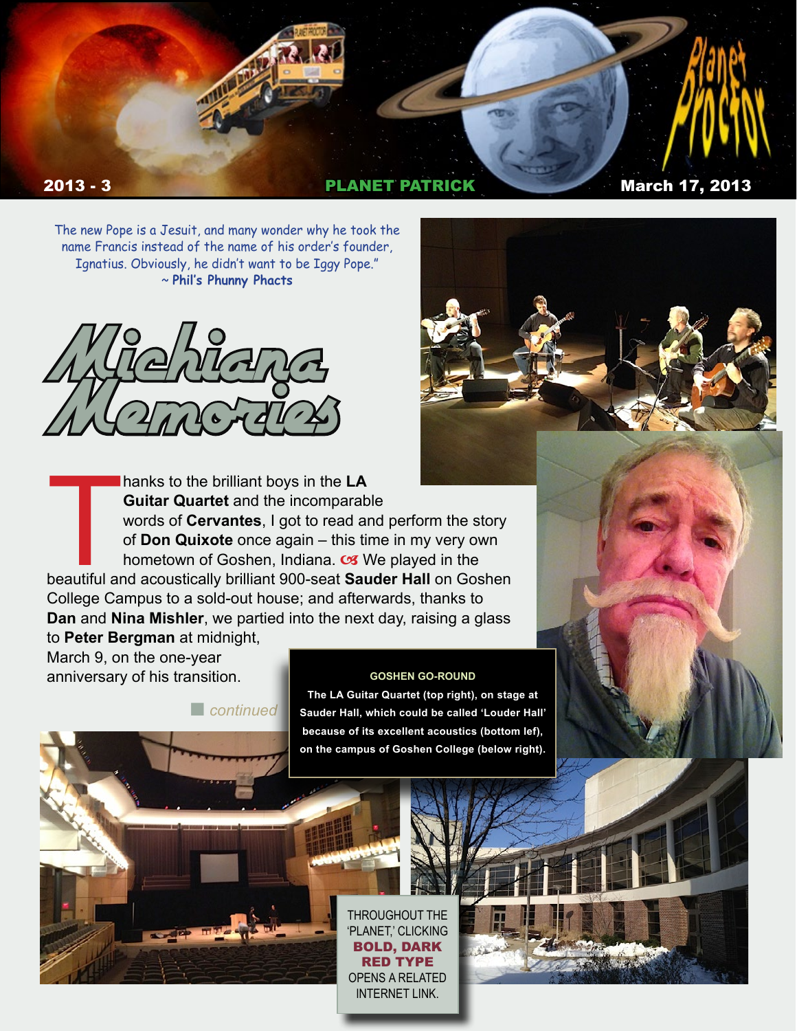# Planet Proctor

**2013 - 3** **PLANET PATRICK** **March 17, 2013**

The new Pope is a Jesuit, and many wonder why he took the name Francis instead of the name of his order's founder, Ignatius. Obviously, he didn't want to be Iggy Pope."
~ **Phil's Phunny Phacts**

## Michiana Memories

Thanks to the brilliant boys in the **LA Guitar Quartet** and the incomparable words of **Cervantes**, I got to read and perform the story of **Don Quixote** once again – this time in my very own hometown of Goshen, Indiana. ☙ We played in the beautiful and acoustically brilliant 900-seat **Sauder Hall** on Goshen College Campus to a sold-out house; and afterwards, thanks to **Dan** and **Nina Mishler**, we partied into the next day, raising a glass to **Peter Bergman** at midnight, March 9, on the one-year anniversary of his transition.

*continued*

**GOSHEN GO-ROUND**

**The LA Guitar Quartet (top right), on stage at Sauder Hall, which could be called 'Louder Hall' because of its excellent acoustics (bottom lef), on the campus of Goshen College (below right).**

THROUGHOUT THE 'PLANET,' CLICKING **BOLD, DARK RED TYPE** OPENS A RELATED INTERNET LINK.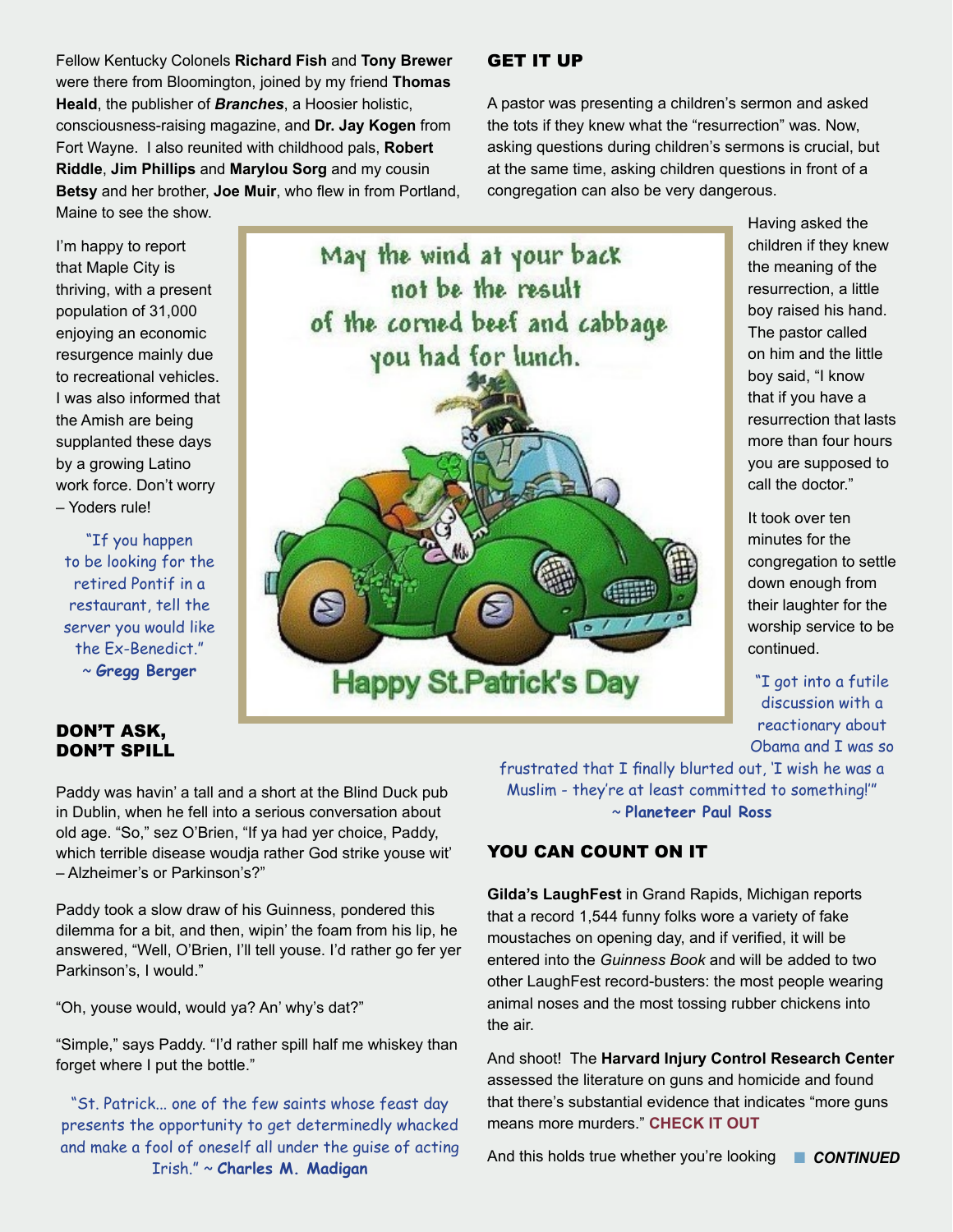Fellow Kentucky Colonels **Richard Fish** and **Tony Brewer** were there from Bloomington, joined by my friend **Thomas Heald**, the publisher of ***Branches***, a Hoosier holistic, consciousness-raising magazine, and **Dr. Jay Kogen** from Fort Wayne. I also reunited with childhood pals, **Robert Riddle**, **Jim Phillips** and **Marylou Sorg** and my cousin **Betsy** and her brother, **Joe Muir**, who flew in from Portland, Maine to see the show.

I'm happy to report that Maple City is thriving, with a present population of 31,000 enjoying an economic resurgence mainly due to recreational vehicles. I was also informed that the Amish are being supplanted these days by a growing Latino work force. Don't worry – Yoders rule!

"If you happen to be looking for the retired Pontif in a restaurant, tell the server you would like the Ex-Benedict." ~ **Gregg Berger**

## DON'T ASK, DON'T SPILL

Paddy was havin' a tall and a short at the Blind Duck pub in Dublin, when he fell into a serious conversation about old age. "So," sez O'Brien, "If ya had yer choice, Paddy, which terrible disease woudja rather God strike youse wit' – Alzheimer's or Parkinson's?"

Paddy took a slow draw of his Guinness, pondered this dilemma for a bit, and then, wipin' the foam from his lip, he answered, "Well, O'Brien, I'll tell youse. I'd rather go fer yer Parkinson's, I would."

"Oh, youse would, would ya? An' why's dat?"

"Simple," says Paddy. "I'd rather spill half me whiskey than forget where I put the bottle."

"St. Patrick... one of the few saints whose feast day presents the opportunity to get determinedly whacked and make a fool of oneself all under the guise of acting Irish." ~ **Charles M. Madigan**

## GET IT UP

A pastor was presenting a children's sermon and asked the tots if they knew what the "resurrection" was. Now, asking questions during children's sermons is crucial, but at the same time, asking children questions in front of a congregation can also be very dangerous.

Having asked the children if they knew the meaning of the resurrection, a little boy raised his hand. The pastor called on him and the little boy said, "I know that if you have a resurrection that lasts more than four hours you are supposed to call the doctor."

It took over ten minutes for the congregation to settle down enough from their laughter for the worship service to be continued.

"I got into a futile discussion with a reactionary about Obama and I was so frustrated that I finally blurted out, 'I wish he was a Muslim - they're at least committed to something!'" ~ **Planeteer Paul Ross**

## YOU CAN COUNT ON IT

**Gilda's LaughFest** in Grand Rapids, Michigan reports that a record 1,544 funny folks wore a variety of fake moustaches on opening day, and if verified, it will be entered into the *Guinness Book* and will be added to two other LaughFest record-busters: the most people wearing animal noses and the most tossing rubber chickens into the air.

And shoot! The **Harvard Injury Control Research Center** assessed the literature on guns and homicide and found that there's substantial evidence that indicates "more guns means more murders." **CHECK IT OUT**

And this holds true whether you're looking ***CONTINUED***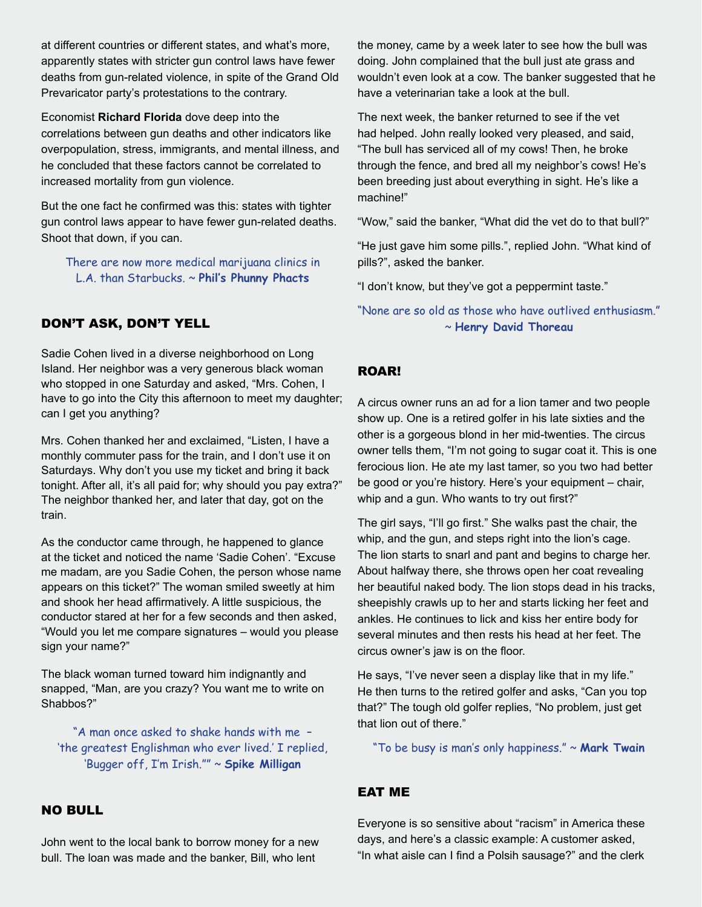at different countries or different states, and what's more, apparently states with stricter gun control laws have fewer deaths from gun-related violence, in spite of the Grand Old Prevaricator party's protestations to the contrary.

Economist **Richard Florida** dove deep into the correlations between gun deaths and other indicators like overpopulation, stress, immigrants, and mental illness, and he concluded that these factors cannot be correlated to increased mortality from gun violence.

But the one fact he confirmed was this: states with tighter gun control laws appear to have fewer gun-related deaths. Shoot that down, if you can.

There are now more medical marijuana clinics in L.A. than Starbucks. ~ **Phil's Phunny Phacts**

## DON'T ASK, DON'T YELL

Sadie Cohen lived in a diverse neighborhood on Long Island. Her neighbor was a very generous black woman who stopped in one Saturday and asked, "Mrs. Cohen, I have to go into the City this afternoon to meet my daughter; can I get you anything?

Mrs. Cohen thanked her and exclaimed, "Listen, I have a monthly commuter pass for the train, and I don't use it on Saturdays. Why don't you use my ticket and bring it back tonight. After all, it's all paid for; why should you pay extra?" The neighbor thanked her, and later that day, got on the train.

As the conductor came through, he happened to glance at the ticket and noticed the name 'Sadie Cohen'. "Excuse me madam, are you Sadie Cohen, the person whose name appears on this ticket?" The woman smiled sweetly at him and shook her head affirmatively. A little suspicious, the conductor stared at her for a few seconds and then asked, "Would you let me compare signatures – would you please sign your name?"

The black woman turned toward him indignantly and snapped, "Man, are you crazy? You want me to write on Shabbos?"

"A man once asked to shake hands with me – 'the greatest Englishman who ever lived.' I replied, 'Bugger off, I'm Irish.'" ~ **Spike Milligan**

## NO BULL

John went to the local bank to borrow money for a new bull. The loan was made and the banker, Bill, who lent the money, came by a week later to see how the bull was doing. John complained that the bull just ate grass and wouldn't even look at a cow. The banker suggested that he have a veterinarian take a look at the bull.

The next week, the banker returned to see if the vet had helped. John really looked very pleased, and said, "The bull has serviced all of my cows! Then, he broke through the fence, and bred all my neighbor's cows! He's been breeding just about everything in sight. He's like a machine!"

"Wow," said the banker, "What did the vet do to that bull?"

"He just gave him some pills.", replied John. "What kind of pills?", asked the banker.

"I don't know, but they've got a peppermint taste."

"None are so old as those who have outlived enthusiasm." ~ **Henry David Thoreau**

## ROAR!

A circus owner runs an ad for a lion tamer and two people show up. One is a retired golfer in his late sixties and the other is a gorgeous blond in her mid-twenties. The circus owner tells them, "I'm not going to sugar coat it. This is one ferocious lion. He ate my last tamer, so you two had better be good or you're history. Here's your equipment – chair, whip and a gun. Who wants to try out first?"

The girl says, "I'll go first." She walks past the chair, the whip, and the gun, and steps right into the lion's cage. The lion starts to snarl and pant and begins to charge her. About halfway there, she throws open her coat revealing her beautiful naked body. The lion stops dead in his tracks, sheepishly crawls up to her and starts licking her feet and ankles. He continues to lick and kiss her entire body for several minutes and then rests his head at her feet. The circus owner's jaw is on the floor.

He says, "I've never seen a display like that in my life." He then turns to the retired golfer and asks, "Can you top that?" The tough old golfer replies, "No problem, just get that lion out of there."

"To be busy is man's only happiness." ~ **Mark Twain**

## EAT ME

Everyone is so sensitive about "racism" in America these days, and here's a classic example: A customer asked, "In what aisle can I find a Polsih sausage?" and the clerk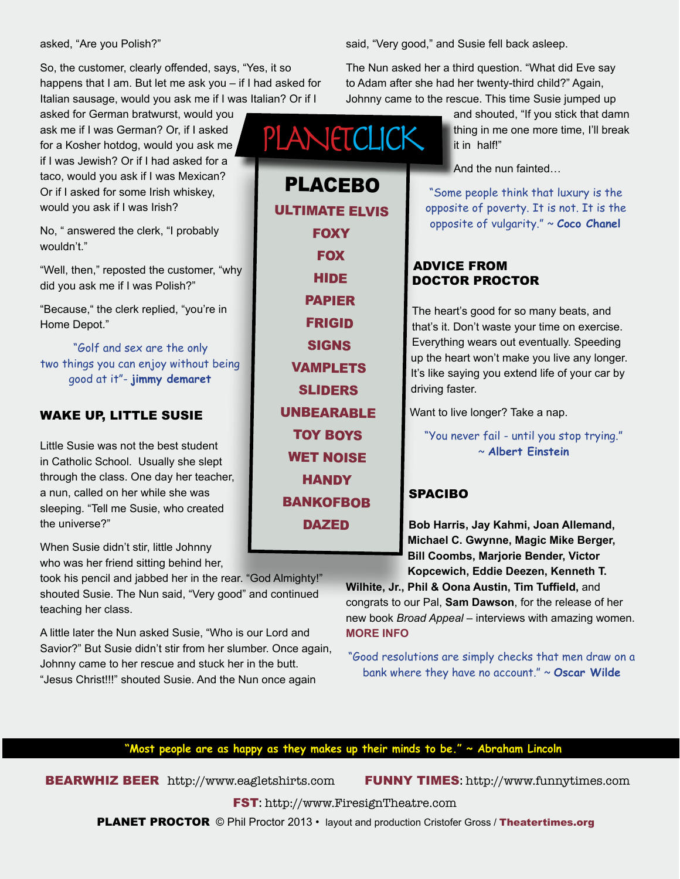asked, "Are you Polish?"

So, the customer, clearly offended, says, "Yes, it so happens that I am. But let me ask you – if I had asked for Italian sausage, would you ask me if I was Italian? Or if I asked for German bratwurst, would you ask me if I was German? Or, if I asked for a Kosher hotdog, would you ask me if I was Jewish? Or if I had asked for a taco, would you ask if I was Mexican? Or if I asked for some Irish whiskey, would you ask if I was Irish?

No, " answered the clerk, "I probably wouldn't."

"Well, then," reposted the customer, "why did you ask me if I was Polish?"

"Because," the clerk replied, "you're in Home Depot."

"Golf and sex are the only two things you can enjoy without being good at it"- **jimmy demaret**

## WAKE UP, LITTLE SUSIE

Little Susie was not the best student in Catholic School. Usually she slept through the class. One day her teacher, a nun, called on her while she was sleeping. "Tell me Susie, who created the universe?"

When Susie didn't stir, little Johnny who was her friend sitting behind her, took his pencil and jabbed her in the rear. "God Almighty!" shouted Susie. The Nun said, "Very good" and continued teaching her class.

A little later the Nun asked Susie, "Who is our Lord and Savior?" But Susie didn't stir from her slumber. Once again, Johnny came to her rescue and stuck her in the butt. "Jesus Christ!!!" shouted Susie. And the Nun once again said, "Very good," and Susie fell back asleep.

The Nun asked her a third question. "What did Eve say to Adam after she had her twenty-third child?" Again, Johnny came to the rescue. This time Susie jumped up and shouted, "If you stick that damn thing in me one more time, I'll break it in half!"

And the nun fainted…

"Some people think that luxury is the opposite of poverty. It is not. It is the opposite of vulgarity." ~ **Coco Chanel**

## PLANETCLICK

**PLACEBO**
**ULTIMATE ELVIS**
**FOXY**
**FOX**
**HIDE**
**PAPIER**
**FRIGID**
**SIGNS**
**VAMPLETS**
**SLIDERS**
**UNBEARABLE**
**TOY BOYS**
**WET NOISE**
**HANDY**
**BANKOFBOB**
**DAZED**

## ADVICE FROM DOCTOR PROCTOR

The heart's good for so many beats, and that's it. Don't waste your time on exercise. Everything wears out eventually. Speeding up the heart won't make you live any longer. It's like saying you extend life of your car by driving faster.

Want to live longer? Take a nap.

"You never fail - until you stop trying." ~ **Albert Einstein**

## SPACIBO

**Bob Harris, Jay Kahmi, Joan Allemand, Michael C. Gwynne, Magic Mike Berger, Bill Coombs, Marjorie Bender, Victor Kopcewich, Eddie Deezen, Kenneth T. Wilhite, Jr., Phil & Oona Austin, Tim Tuffield,** and congrats to our Pal, **Sam Dawson**, for the release of her new book *Broad Appeal* – interviews with amazing women. **MORE INFO**

"Good resolutions are simply checks that men draw on a bank where they have no account." ~ **Oscar Wilde**

"Most people are as happy as they makes up their minds to be." ~ Abraham Lincoln

**BEARWHIZ BEER** http://www.eagletshirts.com **FUNNY TIMES**: http://www.funnytimes.com

**FST**: http://www.FiresignTheatre.com

**PLANET PROCTOR** © Phil Proctor 2013 • layout and production Cristofer Gross / **Theatertimes.org**